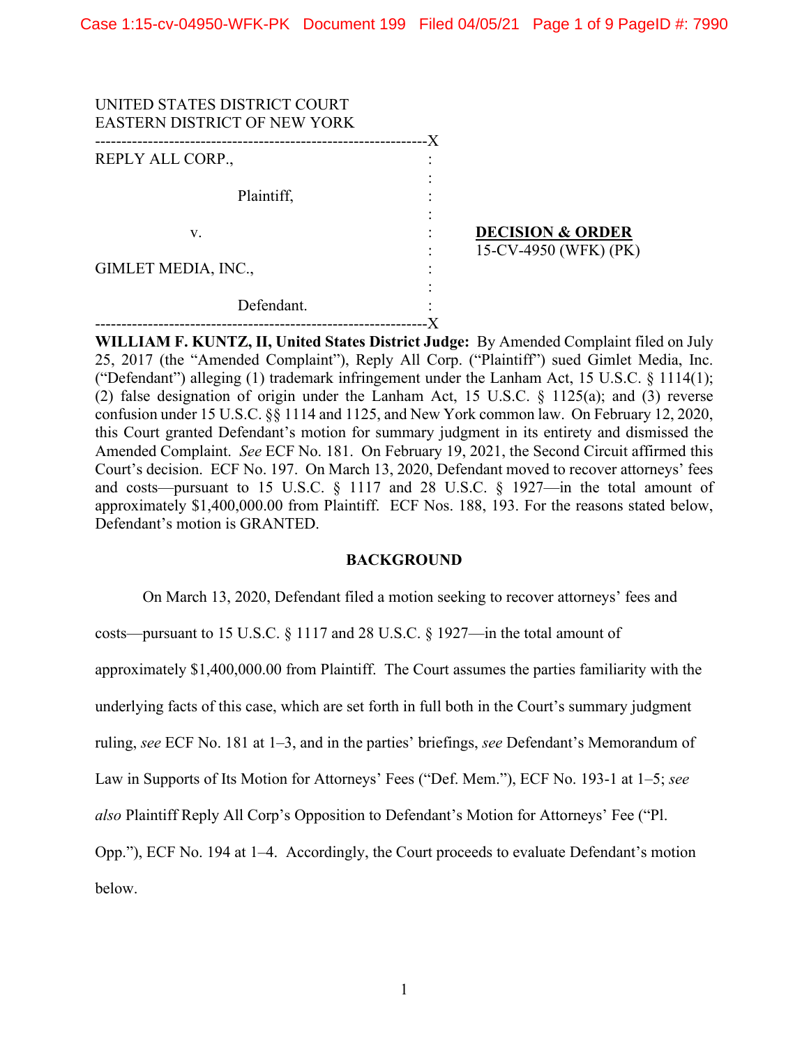UNITED STATES DISTRICT COURT
EASTERN DISTRICT OF NEW YORK

| | | |
|---|---|---|
| REPLY ALL CORP., Plaintiff, v. GIMLET MEDIA, INC., Defendant. | : | **DECISION & ORDER** 15-CV-4950 (WFK) (PK) |

**WILLIAM F. KUNTZ, II, United States District Judge:** By Amended Complaint filed on July 25, 2017 (the "Amended Complaint"), Reply All Corp. ("Plaintiff") sued Gimlet Media, Inc. ("Defendant") alleging (1) trademark infringement under the Lanham Act, 15 U.S.C. § 1114(1); (2) false designation of origin under the Lanham Act, 15 U.S.C. § 1125(a); and (3) reverse confusion under 15 U.S.C. §§ 1114 and 1125, and New York common law. On February 12, 2020, this Court granted Defendant's motion for summary judgment in its entirety and dismissed the Amended Complaint. *See* ECF No. 181. On February 19, 2021, the Second Circuit affirmed this Court's decision. ECF No. 197. On March 13, 2020, Defendant moved to recover attorneys' fees and costs—pursuant to 15 U.S.C. § 1117 and 28 U.S.C. § 1927—in the total amount of approximately $1,400,000.00 from Plaintiff. ECF Nos. 188, 193. For the reasons stated below, Defendant's motion is GRANTED.

## BACKGROUND

On March 13, 2020, Defendant filed a motion seeking to recover attorneys' fees and costs—pursuant to 15 U.S.C. § 1117 and 28 U.S.C. § 1927—in the total amount of approximately $1,400,000.00 from Plaintiff. The Court assumes the parties familiarity with the underlying facts of this case, which are set forth in full both in the Court's summary judgment ruling, *see* ECF No. 181 at 1–3, and in the parties' briefings, *see* Defendant's Memorandum of Law in Supports of Its Motion for Attorneys' Fees ("Def. Mem."), ECF No. 193-1 at 1–5; *see also* Plaintiff Reply All Corp's Opposition to Defendant's Motion for Attorneys' Fee ("Pl. Opp."), ECF No. 194 at 1–4. Accordingly, the Court proceeds to evaluate Defendant's motion below.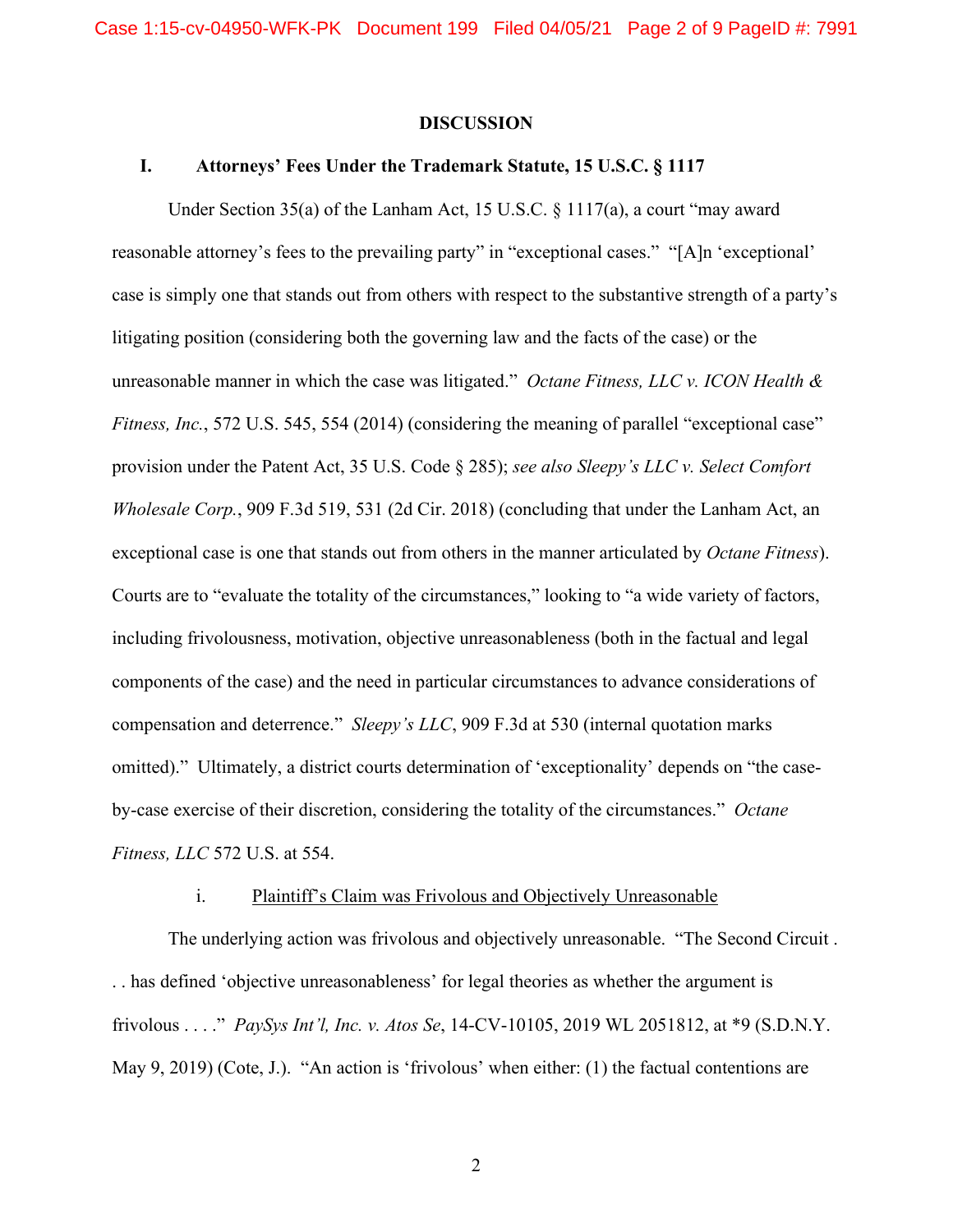## DISCUSSION

### I. Attorneys' Fees Under the Trademark Statute, 15 U.S.C. § 1117

Under Section 35(a) of the Lanham Act, 15 U.S.C. § 1117(a), a court "may award reasonable attorney's fees to the prevailing party" in "exceptional cases." "[A]n 'exceptional' case is simply one that stands out from others with respect to the substantive strength of a party's litigating position (considering both the governing law and the facts of the case) or the unreasonable manner in which the case was litigated." *Octane Fitness, LLC v. ICON Health & Fitness, Inc.*, 572 U.S. 545, 554 (2014) (considering the meaning of parallel "exceptional case" provision under the Patent Act, 35 U.S. Code § 285); *see also Sleepy's LLC v. Select Comfort Wholesale Corp.*, 909 F.3d 519, 531 (2d Cir. 2018) (concluding that under the Lanham Act, an exceptional case is one that stands out from others in the manner articulated by *Octane Fitness*). Courts are to "evaluate the totality of the circumstances," looking to "a wide variety of factors, including frivolousness, motivation, objective unreasonableness (both in the factual and legal components of the case) and the need in particular circumstances to advance considerations of compensation and deterrence." *Sleepy's LLC*, 909 F.3d at 530 (internal quotation marks omitted)." Ultimately, a district courts determination of 'exceptionality' depends on "the case-by-case exercise of their discretion, considering the totality of the circumstances." *Octane Fitness, LLC* 572 U.S. at 554.

#### i. Plaintiff's Claim was Frivolous and Objectively Unreasonable

The underlying action was frivolous and objectively unreasonable. "The Second Circuit . . . has defined 'objective unreasonableness' for legal theories as whether the argument is frivolous . . . ." *PaySys Int'l, Inc. v. Atos Se*, 14-CV-10105, 2019 WL 2051812, at *9 (S.D.N.Y. May 9, 2019) (Cote, J.). "An action is 'frivolous' when either: (1) the factual contentions are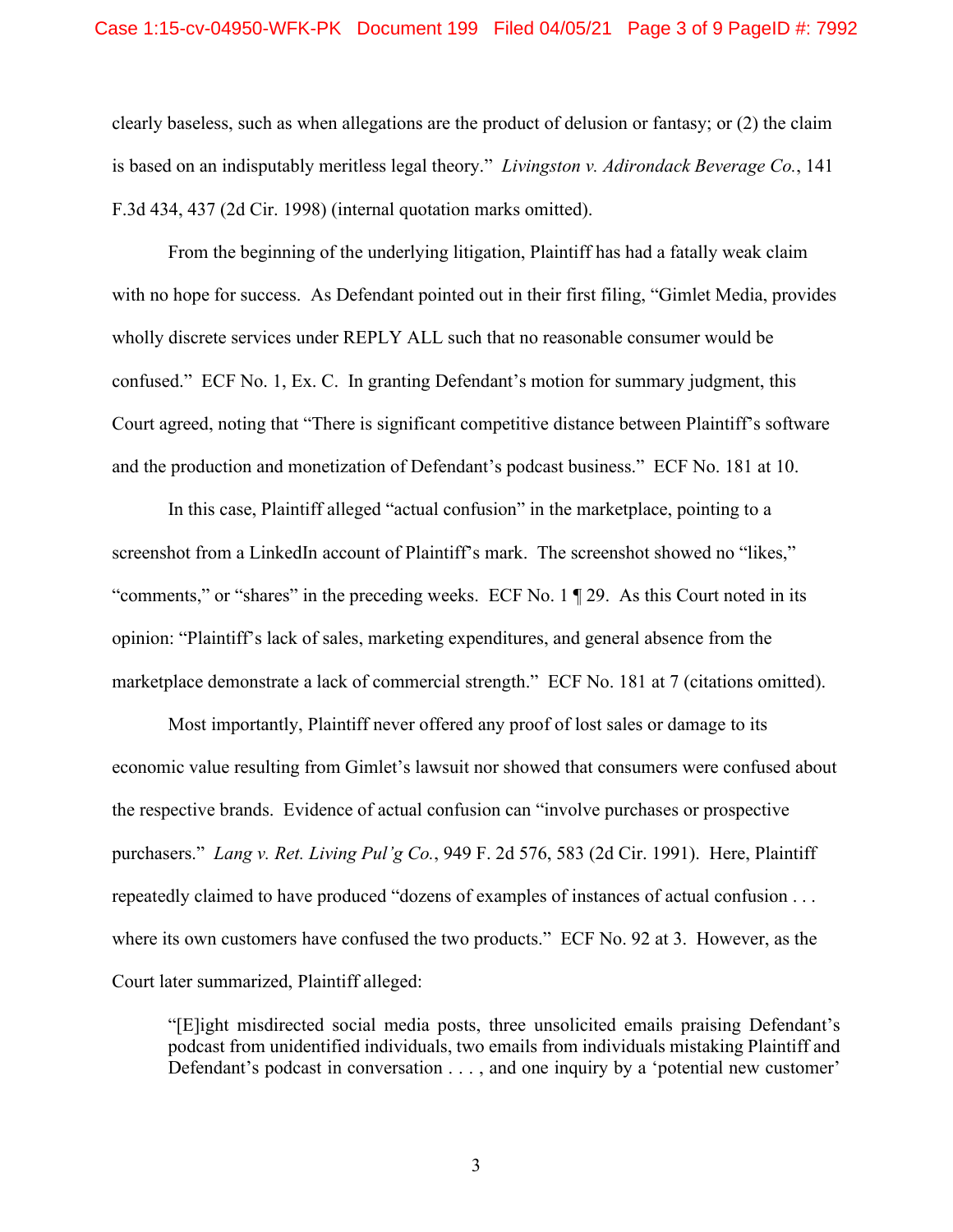clearly baseless, such as when allegations are the product of delusion or fantasy; or (2) the claim is based on an indisputably meritless legal theory." *Livingston v. Adirondack Beverage Co.*, 141 F.3d 434, 437 (2d Cir. 1998) (internal quotation marks omitted).

From the beginning of the underlying litigation, Plaintiff has had a fatally weak claim with no hope for success. As Defendant pointed out in their first filing, "Gimlet Media, provides wholly discrete services under REPLY ALL such that no reasonable consumer would be confused." ECF No. 1, Ex. C. In granting Defendant's motion for summary judgment, this Court agreed, noting that "There is significant competitive distance between Plaintiff's software and the production and monetization of Defendant's podcast business." ECF No. 181 at 10.

In this case, Plaintiff alleged "actual confusion" in the marketplace, pointing to a screenshot from a LinkedIn account of Plaintiff's mark. The screenshot showed no "likes," "comments," or "shares" in the preceding weeks. ECF No. 1 ¶ 29. As this Court noted in its opinion: "Plaintiff's lack of sales, marketing expenditures, and general absence from the marketplace demonstrate a lack of commercial strength." ECF No. 181 at 7 (citations omitted).

Most importantly, Plaintiff never offered any proof of lost sales or damage to its economic value resulting from Gimlet's lawsuit nor showed that consumers were confused about the respective brands. Evidence of actual confusion can "involve purchases or prospective purchasers." *Lang v. Ret. Living Pul'g Co.*, 949 F. 2d 576, 583 (2d Cir. 1991). Here, Plaintiff repeatedly claimed to have produced "dozens of examples of instances of actual confusion . . . where its own customers have confused the two products." ECF No. 92 at 3. However, as the Court later summarized, Plaintiff alleged:

> "[E]ight misdirected social media posts, three unsolicited emails praising Defendant's podcast from unidentified individuals, two emails from individuals mistaking Plaintiff and Defendant's podcast in conversation . . . , and one inquiry by a 'potential new customer'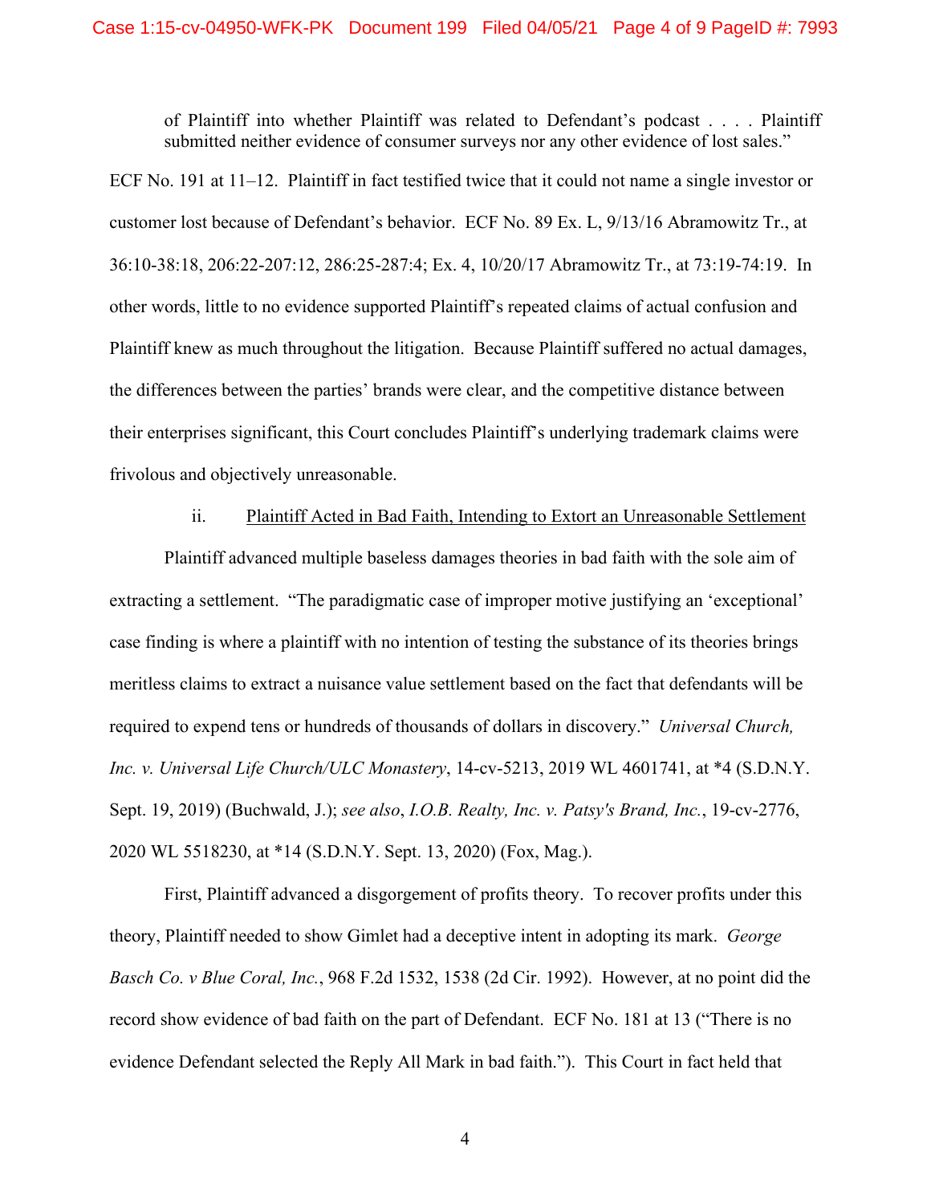of Plaintiff into whether Plaintiff was related to Defendant's podcast . . . . Plaintiff submitted neither evidence of consumer surveys nor any other evidence of lost sales."

ECF No. 191 at 11–12. Plaintiff in fact testified twice that it could not name a single investor or customer lost because of Defendant's behavior. ECF No. 89 Ex. L, 9/13/16 Abramowitz Tr., at 36:10-38:18, 206:22-207:12, 286:25-287:4; Ex. 4, 10/20/17 Abramowitz Tr., at 73:19-74:19. In other words, little to no evidence supported Plaintiff's repeated claims of actual confusion and Plaintiff knew as much throughout the litigation. Because Plaintiff suffered no actual damages, the differences between the parties' brands were clear, and the competitive distance between their enterprises significant, this Court concludes Plaintiff's underlying trademark claims were frivolous and objectively unreasonable.

ii. Plaintiff Acted in Bad Faith, Intending to Extort an Unreasonable Settlement

Plaintiff advanced multiple baseless damages theories in bad faith with the sole aim of extracting a settlement. "The paradigmatic case of improper motive justifying an 'exceptional' case finding is where a plaintiff with no intention of testing the substance of its theories brings meritless claims to extract a nuisance value settlement based on the fact that defendants will be required to expend tens or hundreds of thousands of dollars in discovery." *Universal Church, Inc. v. Universal Life Church/ULC Monastery*, 14-cv-5213, 2019 WL 4601741, at *4 (S.D.N.Y. Sept. 19, 2019) (Buchwald, J.); *see also*, *I.O.B. Realty, Inc. v. Patsy's Brand, Inc.*, 19-cv-2776, 2020 WL 5518230, at *14 (S.D.N.Y. Sept. 13, 2020) (Fox, Mag.).

First, Plaintiff advanced a disgorgement of profits theory. To recover profits under this theory, Plaintiff needed to show Gimlet had a deceptive intent in adopting its mark. *George Basch Co. v Blue Coral, Inc.*, 968 F.2d 1532, 1538 (2d Cir. 1992). However, at no point did the record show evidence of bad faith on the part of Defendant. ECF No. 181 at 13 ("There is no evidence Defendant selected the Reply All Mark in bad faith."). This Court in fact held that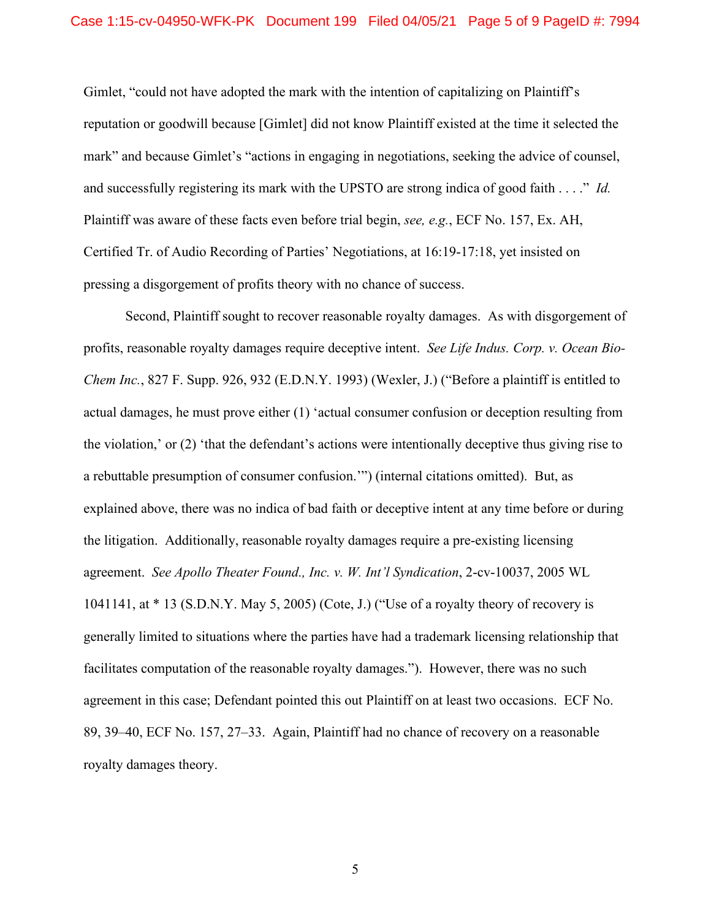Gimlet, "could not have adopted the mark with the intention of capitalizing on Plaintiff's reputation or goodwill because [Gimlet] did not know Plaintiff existed at the time it selected the mark" and because Gimlet's "actions in engaging in negotiations, seeking the advice of counsel, and successfully registering its mark with the UPSTO are strong indica of good faith . . . ." *Id.* Plaintiff was aware of these facts even before trial begin, *see, e.g.*, ECF No. 157, Ex. AH, Certified Tr. of Audio Recording of Parties' Negotiations, at 16:19-17:18, yet insisted on pressing a disgorgement of profits theory with no chance of success.

Second, Plaintiff sought to recover reasonable royalty damages. As with disgorgement of profits, reasonable royalty damages require deceptive intent. *See Life Indus. Corp. v. Ocean Bio-Chem Inc.*, 827 F. Supp. 926, 932 (E.D.N.Y. 1993) (Wexler, J.) ("Before a plaintiff is entitled to actual damages, he must prove either (1) 'actual consumer confusion or deception resulting from the violation,' or (2) 'that the defendant's actions were intentionally deceptive thus giving rise to a rebuttable presumption of consumer confusion.'") (internal citations omitted). But, as explained above, there was no indica of bad faith or deceptive intent at any time before or during the litigation. Additionally, reasonable royalty damages require a pre-existing licensing agreement. *See Apollo Theater Found., Inc. v. W. Int'l Syndication*, 2-cv-10037, 2005 WL 1041141, at * 13 (S.D.N.Y. May 5, 2005) (Cote, J.) ("Use of a royalty theory of recovery is generally limited to situations where the parties have had a trademark licensing relationship that facilitates computation of the reasonable royalty damages."). However, there was no such agreement in this case; Defendant pointed this out Plaintiff on at least two occasions. ECF No. 89, 39–40, ECF No. 157, 27–33. Again, Plaintiff had no chance of recovery on a reasonable royalty damages theory.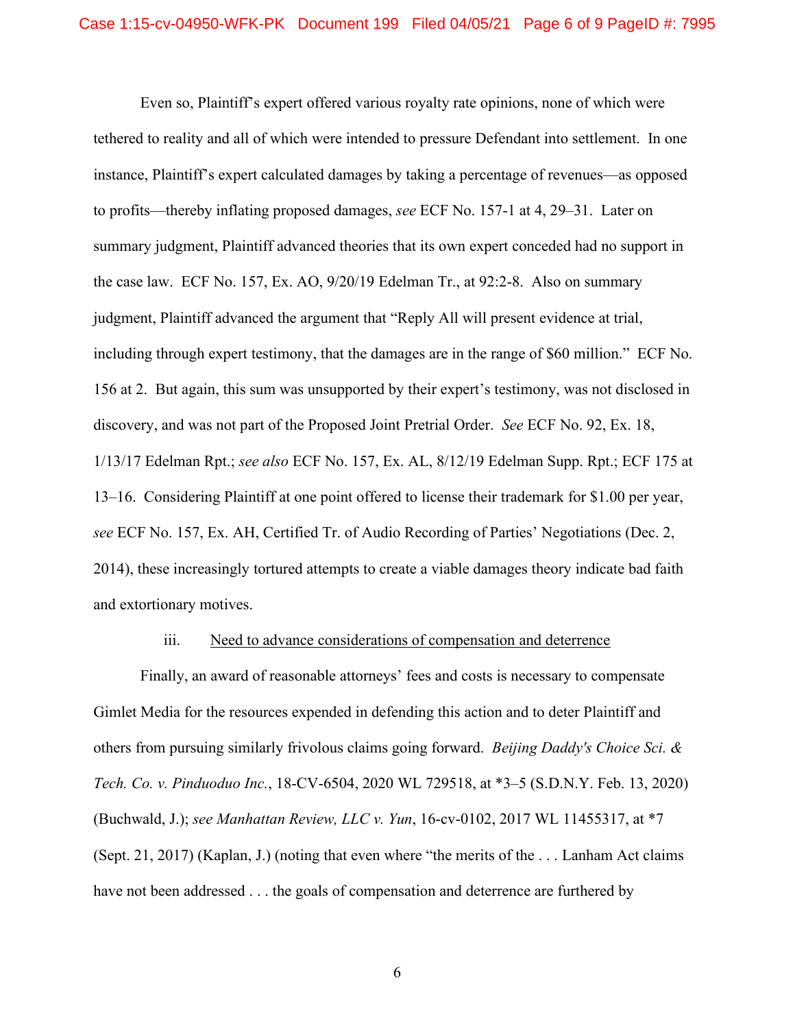Even so, Plaintiff's expert offered various royalty rate opinions, none of which were tethered to reality and all of which were intended to pressure Defendant into settlement. In one instance, Plaintiff's expert calculated damages by taking a percentage of revenues—as opposed to profits—thereby inflating proposed damages, *see* ECF No. 157-1 at 4, 29–31. Later on summary judgment, Plaintiff advanced theories that its own expert conceded had no support in the case law. ECF No. 157, Ex. AO, 9/20/19 Edelman Tr., at 92:2-8. Also on summary judgment, Plaintiff advanced the argument that "Reply All will present evidence at trial, including through expert testimony, that the damages are in the range of $60 million." ECF No. 156 at 2. But again, this sum was unsupported by their expert's testimony, was not disclosed in discovery, and was not part of the Proposed Joint Pretrial Order. *See* ECF No. 92, Ex. 18, 1/13/17 Edelman Rpt.; *see also* ECF No. 157, Ex. AL, 8/12/19 Edelman Supp. Rpt.; ECF 175 at 13–16. Considering Plaintiff at one point offered to license their trademark for $1.00 per year, *see* ECF No. 157, Ex. AH, Certified Tr. of Audio Recording of Parties' Negotiations (Dec. 2, 2014), these increasingly tortured attempts to create a viable damages theory indicate bad faith and extortionary motives.

iii. Need to advance considerations of compensation and deterrence

Finally, an award of reasonable attorneys' fees and costs is necessary to compensate Gimlet Media for the resources expended in defending this action and to deter Plaintiff and others from pursuing similarly frivolous claims going forward. *Beijing Daddy's Choice Sci. & Tech. Co. v. Pinduoduo Inc.*, 18-CV-6504, 2020 WL 729518, at *3–5 (S.D.N.Y. Feb. 13, 2020) (Buchwald, J.); *see Manhattan Review, LLC v. Yun*, 16-cv-0102, 2017 WL 11455317, at *7 (Sept. 21, 2017) (Kaplan, J.) (noting that even where "the merits of the . . . Lanham Act claims have not been addressed . . . the goals of compensation and deterrence are furthered by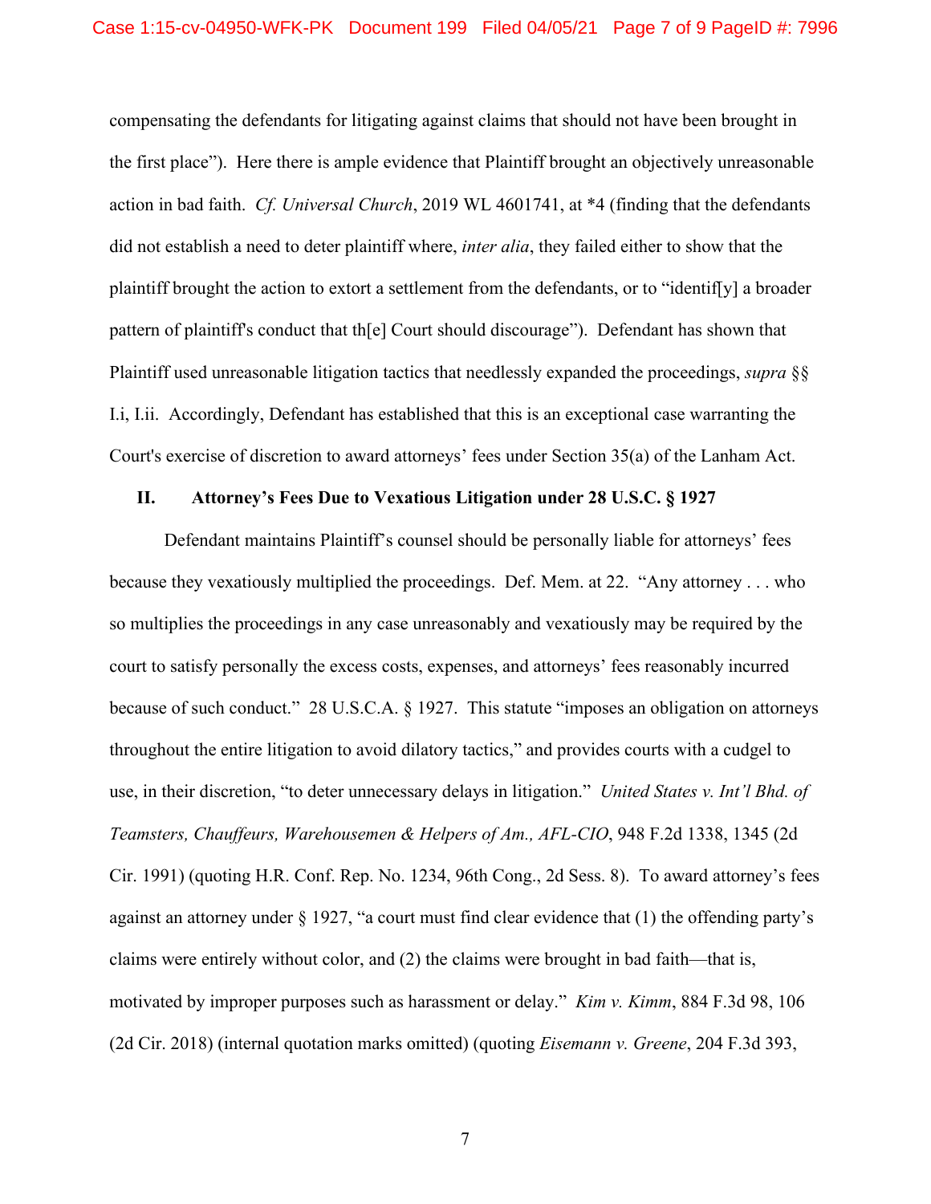compensating the defendants for litigating against claims that should not have been brought in the first place"). Here there is ample evidence that Plaintiff brought an objectively unreasonable action in bad faith. *Cf. Universal Church*, 2019 WL 4601741, at *4 (finding that the defendants did not establish a need to deter plaintiff where, *inter alia*, they failed either to show that the plaintiff brought the action to extort a settlement from the defendants, or to "identif[y] a broader pattern of plaintiff's conduct that th[e] Court should discourage"). Defendant has shown that Plaintiff used unreasonable litigation tactics that needlessly expanded the proceedings, *supra* §§ I.i, I.ii. Accordingly, Defendant has established that this is an exceptional case warranting the Court's exercise of discretion to award attorneys' fees under Section 35(a) of the Lanham Act.

## II. Attorney's Fees Due to Vexatious Litigation under 28 U.S.C. § 1927

Defendant maintains Plaintiff's counsel should be personally liable for attorneys' fees because they vexatiously multiplied the proceedings. Def. Mem. at 22. "Any attorney . . . who so multiplies the proceedings in any case unreasonably and vexatiously may be required by the court to satisfy personally the excess costs, expenses, and attorneys' fees reasonably incurred because of such conduct." 28 U.S.C.A. § 1927. This statute "imposes an obligation on attorneys throughout the entire litigation to avoid dilatory tactics," and provides courts with a cudgel to use, in their discretion, "to deter unnecessary delays in litigation." *United States v. Int'l Bhd. of Teamsters, Chauffeurs, Warehousemen & Helpers of Am., AFL-CIO*, 948 F.2d 1338, 1345 (2d Cir. 1991) (quoting H.R. Conf. Rep. No. 1234, 96th Cong., 2d Sess. 8). To award attorney's fees against an attorney under § 1927, "a court must find clear evidence that (1) the offending party's claims were entirely without color, and (2) the claims were brought in bad faith—that is, motivated by improper purposes such as harassment or delay." *Kim v. Kimm*, 884 F.3d 98, 106 (2d Cir. 2018) (internal quotation marks omitted) (quoting *Eisemann v. Greene*, 204 F.3d 393,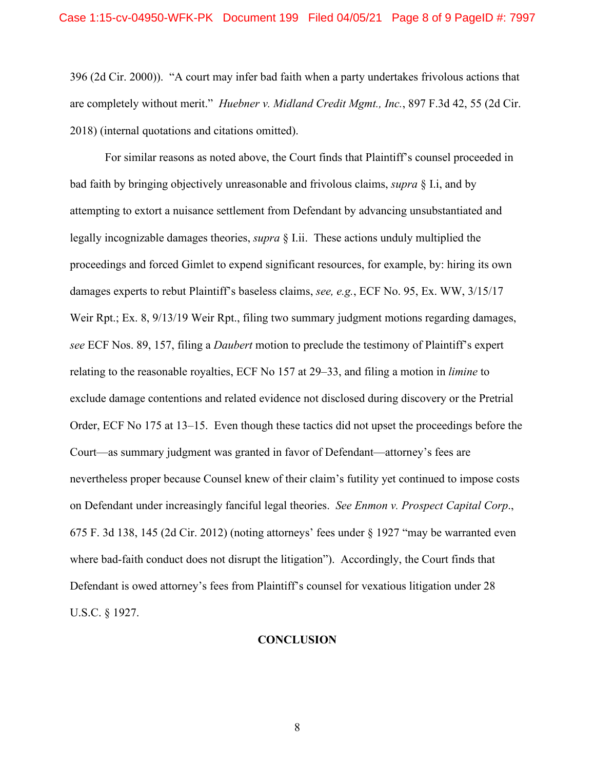396 (2d Cir. 2000)). "A court may infer bad faith when a party undertakes frivolous actions that are completely without merit." *Huebner v. Midland Credit Mgmt., Inc.*, 897 F.3d 42, 55 (2d Cir. 2018) (internal quotations and citations omitted).

For similar reasons as noted above, the Court finds that Plaintiff's counsel proceeded in bad faith by bringing objectively unreasonable and frivolous claims, *supra* § I.i, and by attempting to extort a nuisance settlement from Defendant by advancing unsubstantiated and legally incognizable damages theories, *supra* § I.ii. These actions unduly multiplied the proceedings and forced Gimlet to expend significant resources, for example, by: hiring its own damages experts to rebut Plaintiff's baseless claims, *see, e.g.*, ECF No. 95, Ex. WW, 3/15/17 Weir Rpt.; Ex. 8, 9/13/19 Weir Rpt., filing two summary judgment motions regarding damages, *see* ECF Nos. 89, 157, filing a *Daubert* motion to preclude the testimony of Plaintiff's expert relating to the reasonable royalties, ECF No 157 at 29–33, and filing a motion in *limine* to exclude damage contentions and related evidence not disclosed during discovery or the Pretrial Order, ECF No 175 at 13–15. Even though these tactics did not upset the proceedings before the Court—as summary judgment was granted in favor of Defendant—attorney's fees are nevertheless proper because Counsel knew of their claim's futility yet continued to impose costs on Defendant under increasingly fanciful legal theories. *See Enmon v. Prospect Capital Corp*., 675 F. 3d 138, 145 (2d Cir. 2012) (noting attorneys' fees under § 1927 "may be warranted even where bad-faith conduct does not disrupt the litigation"). Accordingly, the Court finds that Defendant is owed attorney's fees from Plaintiff's counsel for vexatious litigation under 28 U.S.C. § 1927.

## CONCLUSION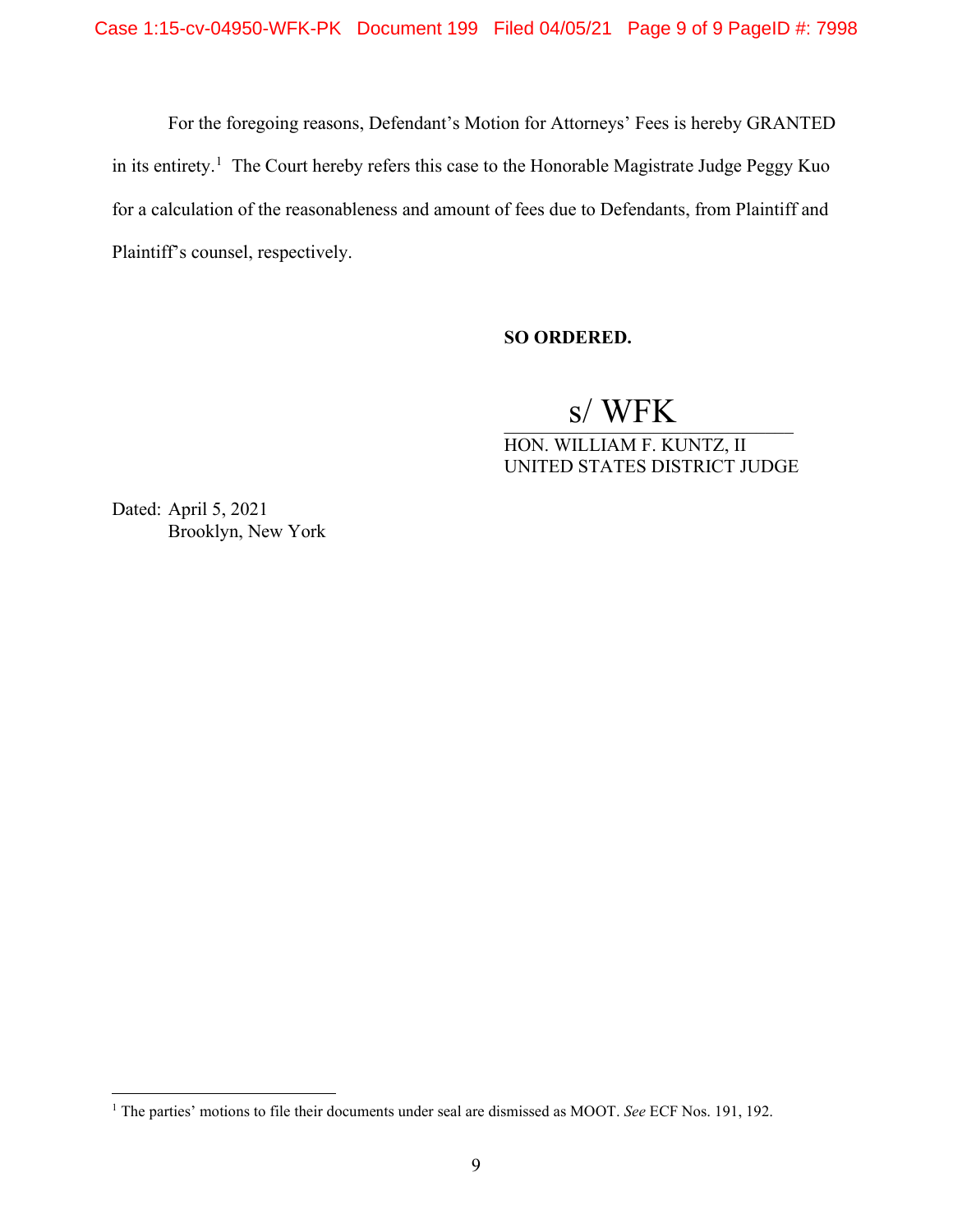For the foregoing reasons, Defendant's Motion for Attorneys' Fees is hereby GRANTED in its entirety.[1] The Court hereby refers this case to the Honorable Magistrate Judge Peggy Kuo for a calculation of the reasonableness and amount of fees due to Defendants, from Plaintiff and Plaintiff's counsel, respectively.

**SO ORDERED.**

s/ WFK

HON. WILLIAM F. KUNTZ, II
UNITED STATES DISTRICT JUDGE

Dated: April 5, 2021
Brooklyn, New York

[1] The parties' motions to file their documents under seal are dismissed as MOOT. *See* ECF Nos. 191, 192.